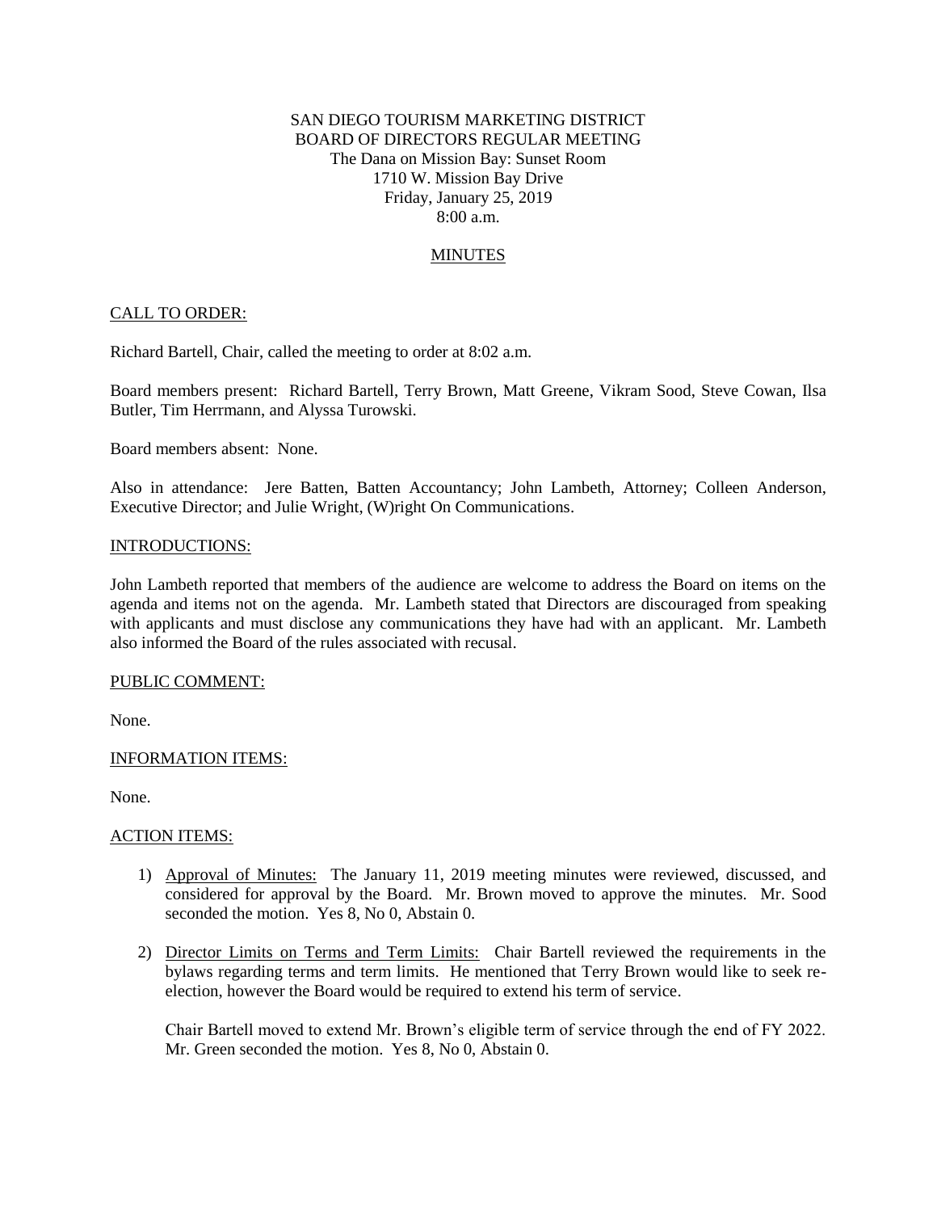SAN DIEGO TOURISM MARKETING DISTRICT
BOARD OF DIRECTORS REGULAR MEETING
The Dana on Mission Bay: Sunset Room
1710 W. Mission Bay Drive
Friday, January 25, 2019
8:00 a.m.

## MINUTES

### CALL TO ORDER:

Richard Bartell, Chair, called the meeting to order at 8:02 a.m.

Board members present: Richard Bartell, Terry Brown, Matt Greene, Vikram Sood, Steve Cowan, Ilsa Butler, Tim Herrmann, and Alyssa Turowski.

Board members absent: None.

Also in attendance: Jere Batten, Batten Accountancy; John Lambeth, Attorney; Colleen Anderson, Executive Director; and Julie Wright, (W)right On Communications.

### INTRODUCTIONS:

John Lambeth reported that members of the audience are welcome to address the Board on items on the agenda and items not on the agenda. Mr. Lambeth stated that Directors are discouraged from speaking with applicants and must disclose any communications they have had with an applicant. Mr. Lambeth also informed the Board of the rules associated with recusal.

### PUBLIC COMMENT:

None.

### INFORMATION ITEMS:

None.

### ACTION ITEMS:

1) Approval of Minutes: The January 11, 2019 meeting minutes were reviewed, discussed, and considered for approval by the Board. Mr. Brown moved to approve the minutes. Mr. Sood seconded the motion. Yes 8, No 0, Abstain 0.

2) Director Limits on Terms and Term Limits: Chair Bartell reviewed the requirements in the bylaws regarding terms and term limits. He mentioned that Terry Brown would like to seek re-election, however the Board would be required to extend his term of service.

   Chair Bartell moved to extend Mr. Brown's eligible term of service through the end of FY 2022. Mr. Green seconded the motion. Yes 8, No 0, Abstain 0.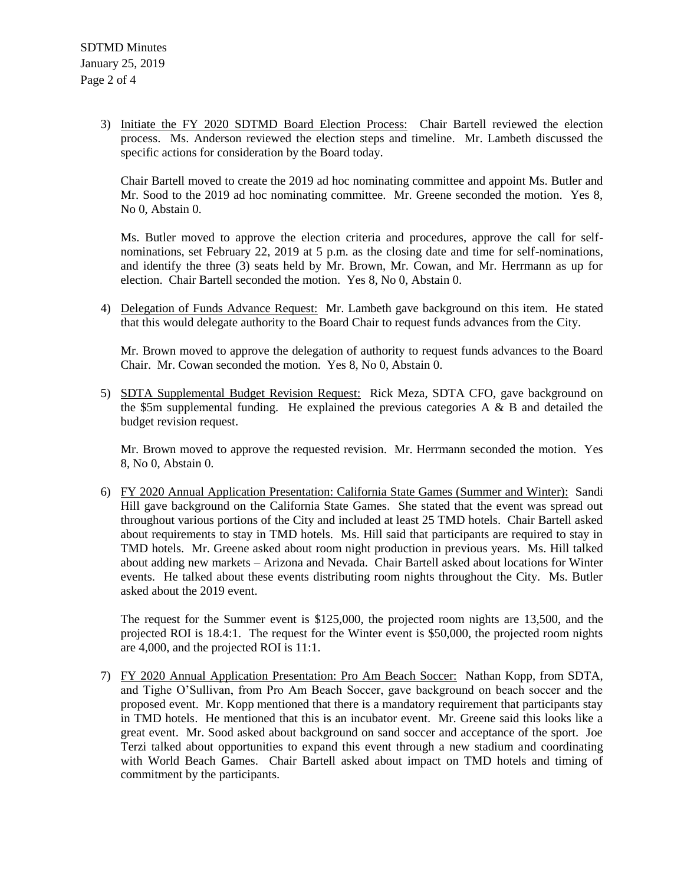3) Initiate the FY 2020 SDTMD Board Election Process: Chair Bartell reviewed the election process. Ms. Anderson reviewed the election steps and timeline. Mr. Lambeth discussed the specific actions for consideration by the Board today.

   Chair Bartell moved to create the 2019 ad hoc nominating committee and appoint Ms. Butler and Mr. Sood to the 2019 ad hoc nominating committee. Mr. Greene seconded the motion. Yes 8, No 0, Abstain 0.

   Ms. Butler moved to approve the election criteria and procedures, approve the call for self-nominations, set February 22, 2019 at 5 p.m. as the closing date and time for self-nominations, and identify the three (3) seats held by Mr. Brown, Mr. Cowan, and Mr. Herrmann as up for election. Chair Bartell seconded the motion. Yes 8, No 0, Abstain 0.

4) Delegation of Funds Advance Request: Mr. Lambeth gave background on this item. He stated that this would delegate authority to the Board Chair to request funds advances from the City.

   Mr. Brown moved to approve the delegation of authority to request funds advances to the Board Chair. Mr. Cowan seconded the motion. Yes 8, No 0, Abstain 0.

5) SDTA Supplemental Budget Revision Request: Rick Meza, SDTA CFO, gave background on the $5m supplemental funding. He explained the previous categories A & B and detailed the budget revision request.

   Mr. Brown moved to approve the requested revision. Mr. Herrmann seconded the motion. Yes 8, No 0, Abstain 0.

6) FY 2020 Annual Application Presentation: California State Games (Summer and Winter): Sandi Hill gave background on the California State Games. She stated that the event was spread out throughout various portions of the City and included at least 25 TMD hotels. Chair Bartell asked about requirements to stay in TMD hotels. Ms. Hill said that participants are required to stay in TMD hotels. Mr. Greene asked about room night production in previous years. Ms. Hill talked about adding new markets – Arizona and Nevada. Chair Bartell asked about locations for Winter events. He talked about these events distributing room nights throughout the City. Ms. Butler asked about the 2019 event.

   The request for the Summer event is $125,000, the projected room nights are 13,500, and the projected ROI is 18.4:1. The request for the Winter event is $50,000, the projected room nights are 4,000, and the projected ROI is 11:1.

7) FY 2020 Annual Application Presentation: Pro Am Beach Soccer: Nathan Kopp, from SDTA, and Tighe O'Sullivan, from Pro Am Beach Soccer, gave background on beach soccer and the proposed event. Mr. Kopp mentioned that there is a mandatory requirement that participants stay in TMD hotels. He mentioned that this is an incubator event. Mr. Greene said this looks like a great event. Mr. Sood asked about background on sand soccer and acceptance of the sport. Joe Terzi talked about opportunities to expand this event through a new stadium and coordinating with World Beach Games. Chair Bartell asked about impact on TMD hotels and timing of commitment by the participants.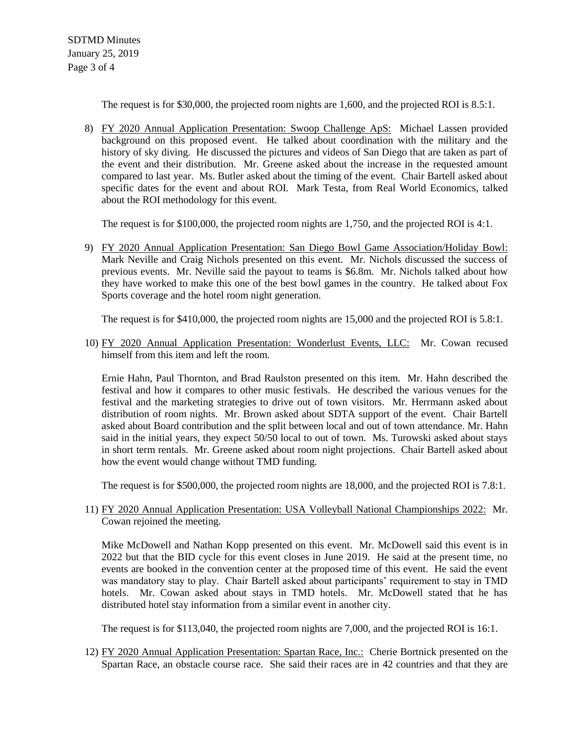The request is for $30,000, the projected room nights are 1,600, and the projected ROI is 8.5:1.

8) FY 2020 Annual Application Presentation: Swoop Challenge ApS: Michael Lassen provided background on this proposed event. He talked about coordination with the military and the history of sky diving. He discussed the pictures and videos of San Diego that are taken as part of the event and their distribution. Mr. Greene asked about the increase in the requested amount compared to last year. Ms. Butler asked about the timing of the event. Chair Bartell asked about specific dates for the event and about ROI. Mark Testa, from Real World Economics, talked about the ROI methodology for this event.

   The request is for $100,000, the projected room nights are 1,750, and the projected ROI is 4:1.

9) FY 2020 Annual Application Presentation: San Diego Bowl Game Association/Holiday Bowl: Mark Neville and Craig Nichols presented on this event. Mr. Nichols discussed the success of previous events. Mr. Neville said the payout to teams is $6.8m. Mr. Nichols talked about how they have worked to make this one of the best bowl games in the country. He talked about Fox Sports coverage and the hotel room night generation.

   The request is for $410,000, the projected room nights are 15,000 and the projected ROI is 5.8:1.

10) FY 2020 Annual Application Presentation: Wonderlust Events, LLC: Mr. Cowan recused himself from this item and left the room.

    Ernie Hahn, Paul Thornton, and Brad Raulston presented on this item. Mr. Hahn described the festival and how it compares to other music festivals. He described the various venues for the festival and the marketing strategies to drive out of town visitors. Mr. Herrmann asked about distribution of room nights. Mr. Brown asked about SDTA support of the event. Chair Bartell asked about Board contribution and the split between local and out of town attendance. Mr. Hahn said in the initial years, they expect 50/50 local to out of town. Ms. Turowski asked about stays in short term rentals. Mr. Greene asked about room night projections. Chair Bartell asked about how the event would change without TMD funding.

    The request is for $500,000, the projected room nights are 18,000, and the projected ROI is 7.8:1.

11) FY 2020 Annual Application Presentation: USA Volleyball National Championships 2022: Mr. Cowan rejoined the meeting.

    Mike McDowell and Nathan Kopp presented on this event. Mr. McDowell said this event is in 2022 but that the BID cycle for this event closes in June 2019. He said at the present time, no events are booked in the convention center at the proposed time of this event. He said the event was mandatory stay to play. Chair Bartell asked about participants' requirement to stay in TMD hotels. Mr. Cowan asked about stays in TMD hotels. Mr. McDowell stated that he has distributed hotel stay information from a similar event in another city.

    The request is for $113,040, the projected room nights are 7,000, and the projected ROI is 16:1.

12) FY 2020 Annual Application Presentation: Spartan Race, Inc.: Cherie Bortnick presented on the Spartan Race, an obstacle course race. She said their races are in 42 countries and that they are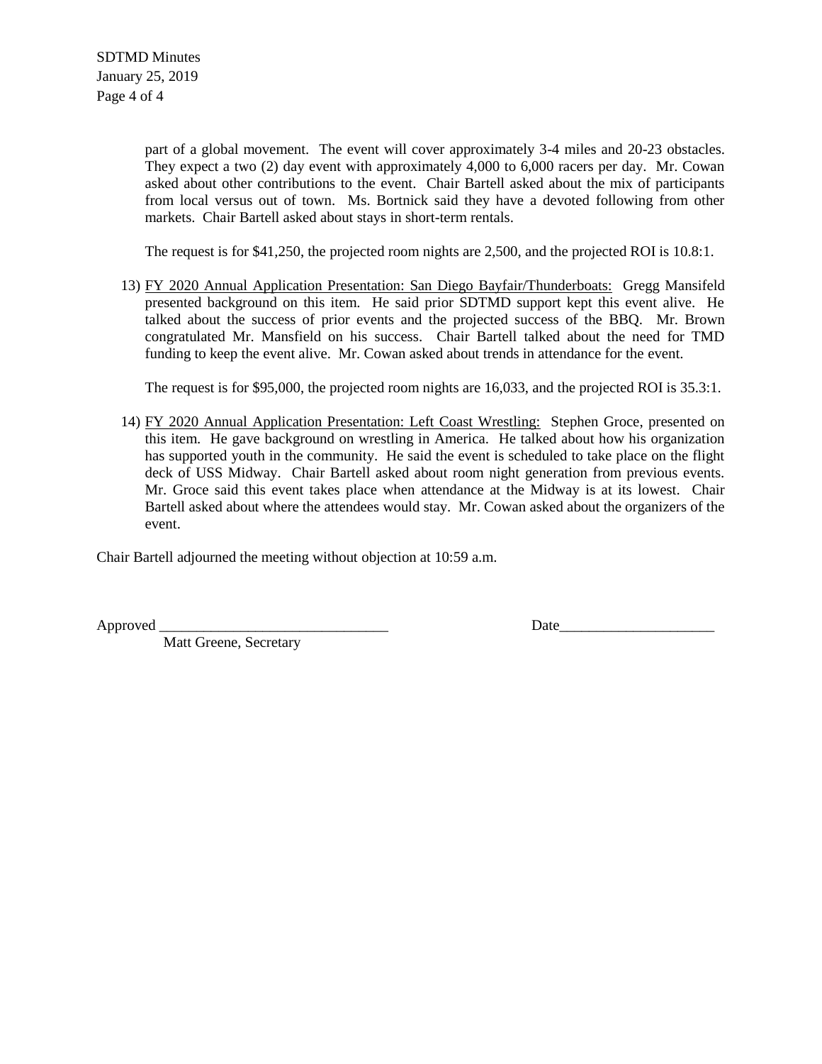part of a global movement. The event will cover approximately 3-4 miles and 20-23 obstacles. They expect a two (2) day event with approximately 4,000 to 6,000 racers per day. Mr. Cowan asked about other contributions to the event. Chair Bartell asked about the mix of participants from local versus out of town. Ms. Bortnick said they have a devoted following from other markets. Chair Bartell asked about stays in short-term rentals.

The request is for $41,250, the projected room nights are 2,500, and the projected ROI is 10.8:1.

13) <u>FY 2020 Annual Application Presentation: San Diego Bayfair/Thunderboats:</u> Gregg Mansifeld presented background on this item. He said prior SDTMD support kept this event alive. He talked about the success of prior events and the projected success of the BBQ. Mr. Brown congratulated Mr. Mansfield on his success. Chair Bartell talked about the need for TMD funding to keep the event alive. Mr. Cowan asked about trends in attendance for the event.

    The request is for $95,000, the projected room nights are 16,033, and the projected ROI is 35.3:1.

14) <u>FY 2020 Annual Application Presentation: Left Coast Wrestling:</u> Stephen Groce, presented on this item. He gave background on wrestling in America. He talked about how his organization has supported youth in the community. He said the event is scheduled to take place on the flight deck of USS Midway. Chair Bartell asked about room night generation from previous events. Mr. Groce said this event takes place when attendance at the Midway is at its lowest. Chair Bartell asked about where the attendees would stay. Mr. Cowan asked about the organizers of the event.

Chair Bartell adjourned the meeting without objection at 10:59 a.m.

Approved _______________________________ Date_____________________
Matt Greene, Secretary